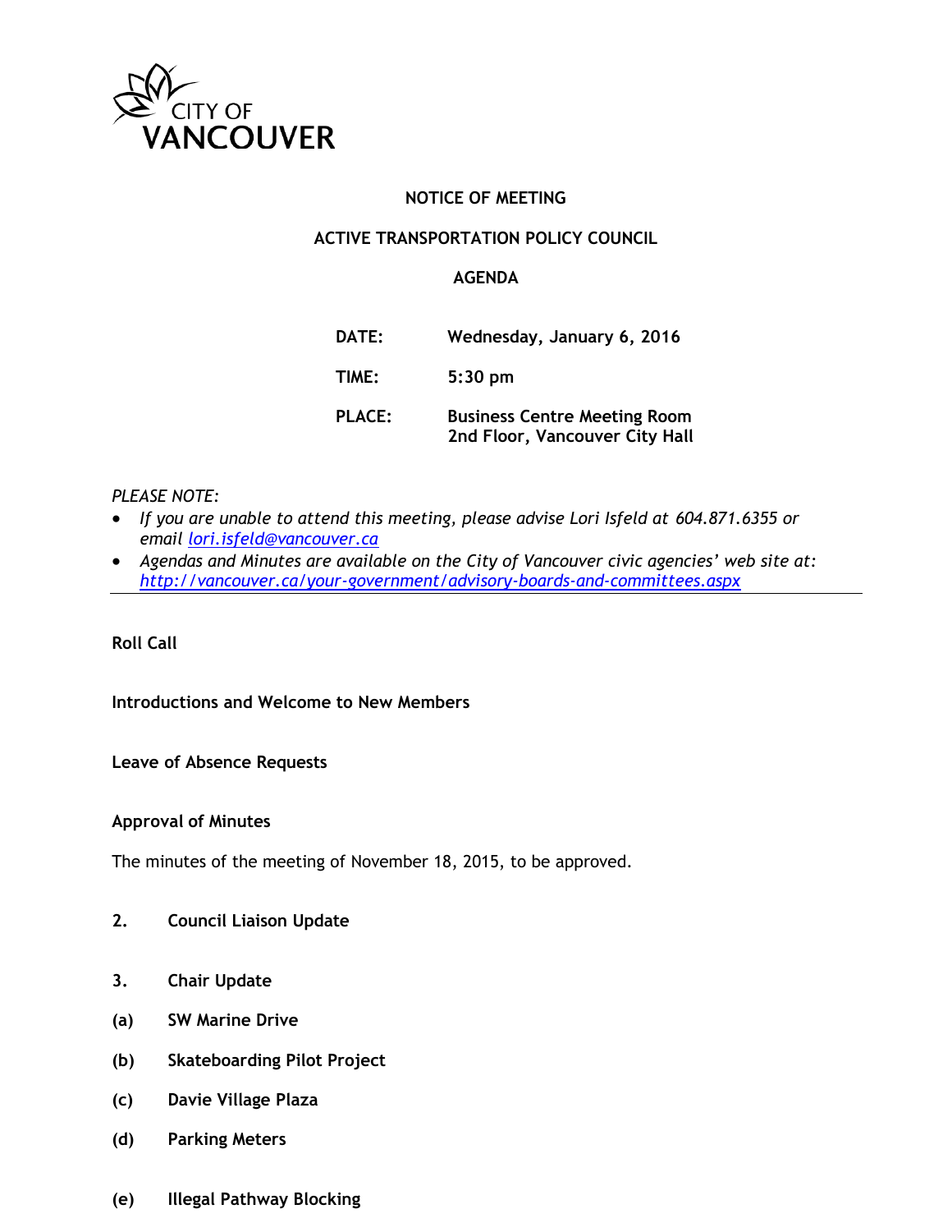CITY OF VANCOUVER

**NOTICE OF MEETING**

**ACTIVE TRANSPORTATION POLICY COUNCIL**

**AGENDA**

| | |
|---|---|
| **DATE:** | **Wednesday, January 6, 2016** |
| **TIME:** | **5:30 pm** |
| **PLACE:** | **Business Centre Meeting Room**<br>**2nd Floor, Vancouver City Hall** |

*PLEASE NOTE:*

- *If you are unable to attend this meeting, please advise Lori Isfeld at 604.871.6355 or email [lori.isfeld@vancouver.ca](mailto:lori.isfeld@vancouver.ca)*
- *Agendas and Minutes are available on the City of Vancouver civic agencies' web site at: [http://vancouver.ca/your-government/advisory-boards-and-committees.aspx](http://vancouver.ca/your-government/advisory-boards-and-committees.aspx)*

---

**Roll Call**

**Introductions and Welcome to New Members**

**Leave of Absence Requests**

**Approval of Minutes**

The minutes of the meeting of November 18, 2015, to be approved.

**2. Council Liaison Update**

**3. Chair Update**

**(a) SW Marine Drive**

**(b) Skateboarding Pilot Project**

**(c) Davie Village Plaza**

**(d) Parking Meters**

**(e) Illegal Pathway Blocking**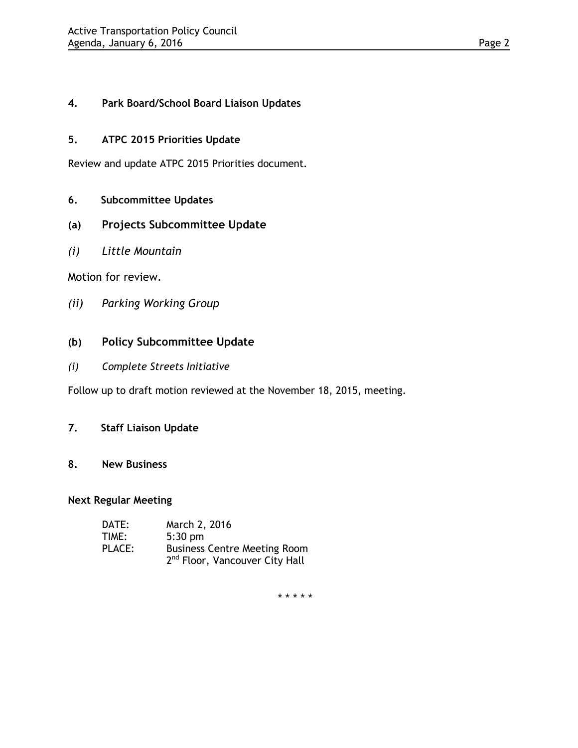## 4. Park Board/School Board Liaison Updates

## 5. ATPC 2015 Priorities Update

Review and update ATPC 2015 Priorities document.

## 6. Subcommittee Updates

### (a) Projects Subcommittee Update

#### *(i) Little Mountain*

Motion for review.

#### *(ii) Parking Working Group*

### (b) Policy Subcommittee Update

#### *(i) Complete Streets Initiative*

Follow up to draft motion reviewed at the November 18, 2015, meeting.

## 7. Staff Liaison Update

## 8. New Business

**Next Regular Meeting**

| | |
|---|---|
| DATE: | March 2, 2016 |
| TIME: | 5:30 pm |
| PLACE: | Business Centre Meeting Room<br>2nd Floor, Vancouver City Hall |

\* \* \* \* \*